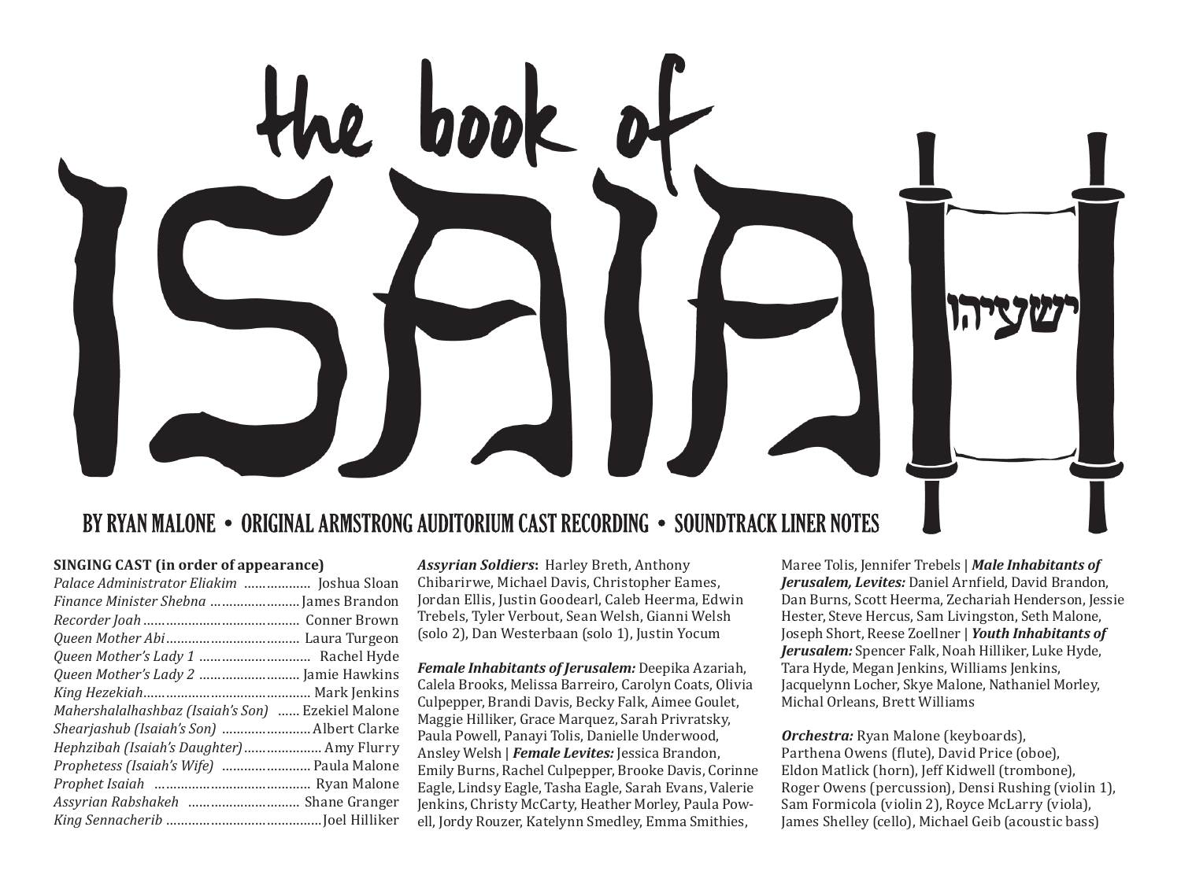# the book of ISAIAH

ישעיהו

**BY RYAN MALONE • ORIGINAL ARMSTRONG AUDITORIUM CAST RECORDING • SOUNDTRACK LINER NOTES**

**SINGING CAST (in order of appearance)**

*Palace Administrator Eliakim* .................. Joshua Sloan
*Finance Minister Shebna* ........................ James Brandon
*Recorder Joah* .......................................... Conner Brown
*Queen Mother Abi* .................................... Laura Turgeon
*Queen Mother's Lady 1* ............................. Rachel Hyde
*Queen Mother's Lady 2* ........................... Jamie Hawkins
*King Hezekiah* ............................................ Mark Jenkins
*Mahershalalhashbaz (Isaiah's Son)* ...... Ezekiel Malone
*Shearjashub (Isaiah's Son)* ........................ Albert Clarke
*Hephzibah (Isaiah's Daughter)* ..................... Amy Flurry
*Prophetess (Isaiah's Wife)* ........................ Paula Malone
*Prophet Isaiah* .......................................... Ryan Malone
*Assyrian Rabshakeh* .............................. Shane Granger
*King Sennacherib* ......................................... Joel Hilliker

***Assyrian Soldiers*:** Harley Breth, Anthony Chibarirwe, Michael Davis, Christopher Eames, Jordan Ellis, Justin Goodearl, Caleb Heerma, Edwin Trebels, Tyler Verbout, Sean Welsh, Gianni Welsh (solo 2), Dan Westerbaan (solo 1), Justin Yocum

***Female Inhabitants of Jerusalem:*** Deepika Azariah, Calela Brooks, Melissa Barreiro, Carolyn Coats, Olivia Culpepper, Brandi Davis, Becky Falk, Aimee Goulet, Maggie Hilliker, Grace Marquez, Sarah Privratsky, Paula Powell, Panayi Tolis, Danielle Underwood, Ansley Welsh | ***Female Levites:*** Jessica Brandon, Emily Burns, Rachel Culpepper, Brooke Davis, Corinne Eagle, Lindsy Eagle, Tasha Eagle, Sarah Evans, Valerie Jenkins, Christy McCarty, Heather Morley, Paula Powell, Jordy Rouzer, Katelynn Smedley, Emma Smithies, Maree Tolis, Jennifer Trebels | ***Male Inhabitants of Jerusalem, Levites:*** Daniel Arnfield, David Brandon, Dan Burns, Scott Heerma, Zechariah Henderson, Jessie Hester, Steve Hercus, Sam Livingston, Seth Malone, Joseph Short, Reese Zoellner | ***Youth Inhabitants of Jerusalem:*** Spencer Falk, Noah Hilliker, Luke Hyde, Tara Hyde, Megan Jenkins, Williams Jenkins, Jacquelynn Locher, Skye Malone, Nathaniel Morley, Michal Orleans, Brett Williams

***Orchestra:*** Ryan Malone (keyboards), Parthena Owens (flute), David Price (oboe), Eldon Matlick (horn), Jeff Kidwell (trombone), Roger Owens (percussion), Densi Rushing (violin 1), Sam Formicola (violin 2), Royce McLarry (viola), James Shelley (cello), Michael Geib (acoustic bass)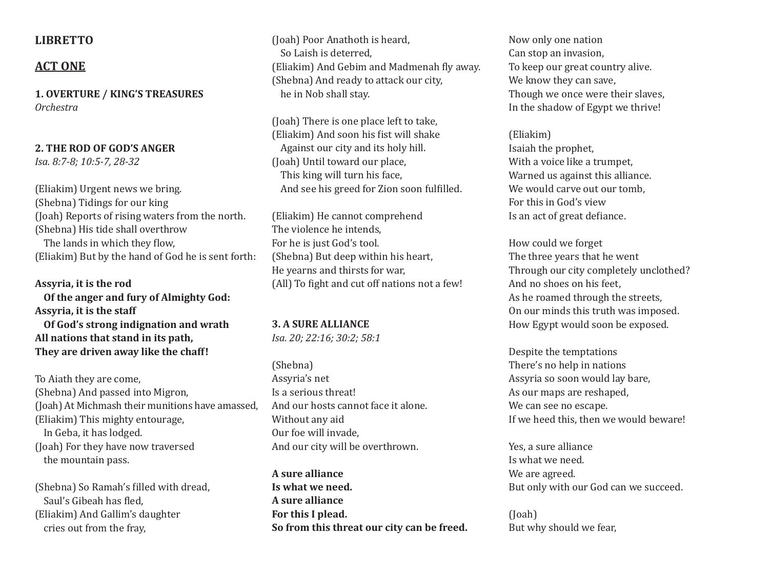## LIBRETTO

## ACT ONE

**1. OVERTURE / KING'S TREASURES**
*Orchestra*

**2. THE ROD OF GOD'S ANGER**
*Isa. 8:7-8; 10:5-7, 28-32*

(Eliakim) Urgent news we bring.
(Shebna) Tidings for our king
(Joah) Reports of rising waters from the north.
(Shebna) His tide shall overthrow
The lands in which they flow,
(Eliakim) But by the hand of God he is sent forth:

**Assyria, it is the rod**
**Of the anger and fury of Almighty God:**
**Assyria, it is the staff**
**Of God's strong indignation and wrath**
**All nations that stand in its path,**
**They are driven away like the chaff!**

To Aiath they are come,
(Shebna) And passed into Migron,
(Joah) At Michmash their munitions have amassed,
(Eliakim) This mighty entourage,
In Geba, it has lodged.
(Joah) For they have now traversed
the mountain pass.

(Shebna) So Ramah's filled with dread,
Saul's Gibeah has fled,
(Eliakim) And Gallim's daughter
cries out from the fray,
(Joah) Poor Anathoth is heard,
So Laish is deterred,
(Eliakim) And Gebim and Madmenah fly away.
(Shebna) And ready to attack our city,
he in Nob shall stay.

(Joah) There is one place left to take,
(Eliakim) And soon his fist will shake
Against our city and its holy hill.
(Joah) Until toward our place,
This king will turn his face,
And see his greed for Zion soon fulfilled.

(Eliakim) He cannot comprehend
The violence he intends,
For he is just God's tool.
(Shebna) But deep within his heart,
He yearns and thirsts for war,
(All) To fight and cut off nations not a few!

**3. A SURE ALLIANCE**
*Isa. 20; 22:16; 30:2; 58:1*

(Shebna)
Assyria's net
Is a serious threat!
And our hosts cannot face it alone.
Without any aid
Our foe will invade,
And our city will be overthrown.

**A sure alliance**
**Is what we need.**
**A sure alliance**
**For this I plead.**
**So from this threat our city can be freed.**

Now only one nation
Can stop an invasion,
To keep our great country alive.
We know they can save,
Though we once were their slaves,
In the shadow of Egypt we thrive!

(Eliakim)
Isaiah the prophet,
With a voice like a trumpet,
Warned us against this alliance.
We would carve out our tomb,
For this in God's view
Is an act of great defiance.

How could we forget
The three years that he went
Through our city completely unclothed?
And no shoes on his feet,
As he roamed through the streets,
On our minds this truth was imposed.
How Egypt would soon be exposed.

Despite the temptations
There's no help in nations
Assyria so soon would lay bare,
As our maps are reshaped,
We can see no escape.
If we heed this, then we would beware!

Yes, a sure alliance
Is what we need.
We are agreed.
But only with our God can we succeed.

(Joah)
But why should we fear,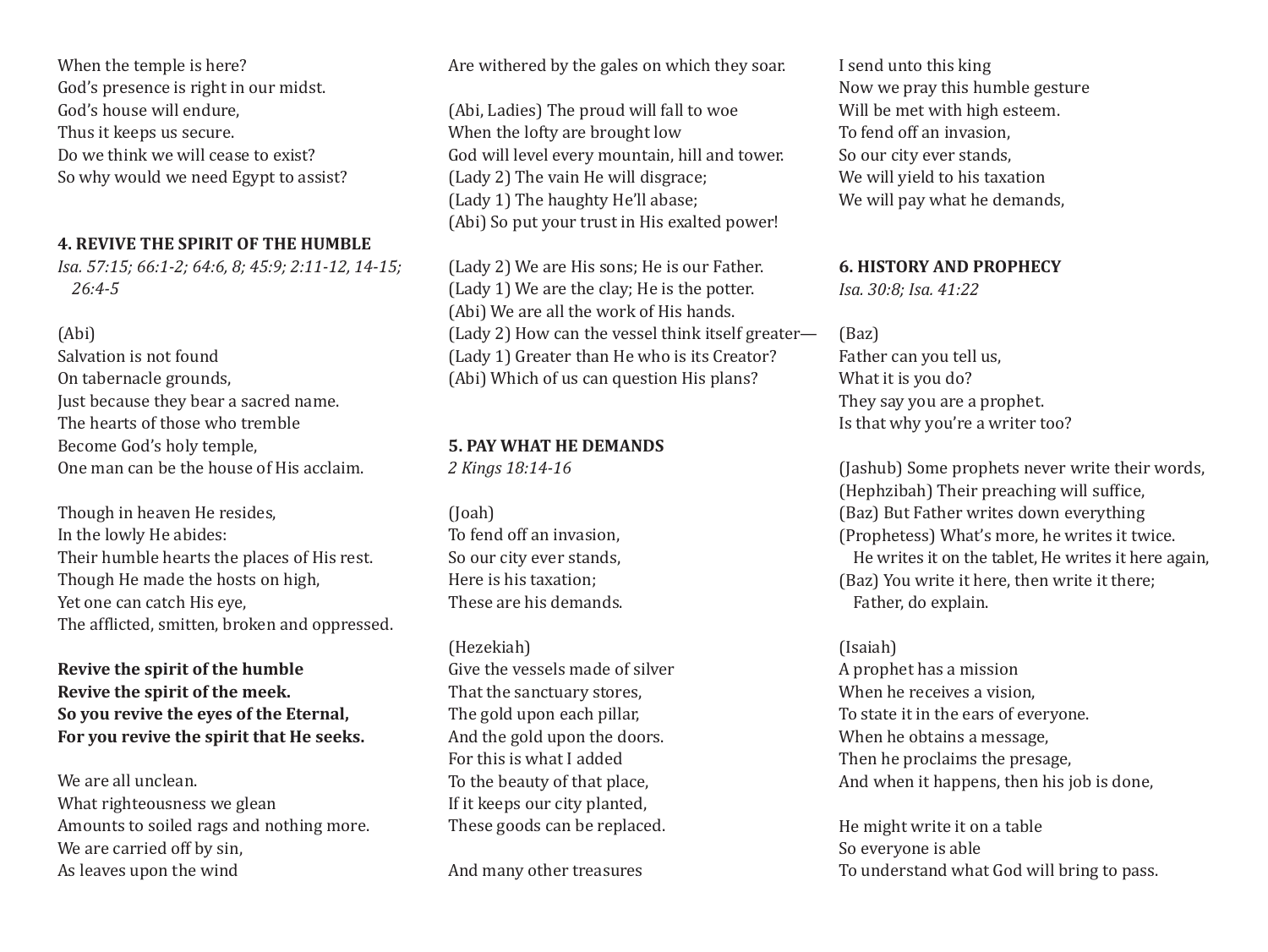When the temple is here?
God's presence is right in our midst.
God's house will endure,
Thus it keeps us secure.
Do we think we will cease to exist?
So why would we need Egypt to assist?

### 4. REVIVE THE SPIRIT OF THE HUMBLE

*Isa. 57:15; 66:1-2; 64:6, 8; 45:9; 2:11-12, 14-15; 26:4-5*

(Abi)
Salvation is not found
On tabernacle grounds,
Just because they bear a sacred name.
The hearts of those who tremble
Become God's holy temple,
One man can be the house of His acclaim.

Though in heaven He resides,
In the lowly He abides:
Their humble hearts the places of His rest.
Though He made the hosts on high,
Yet one can catch His eye,
The afflicted, smitten, broken and oppressed.

**Revive the spirit of the humble**
**Revive the spirit of the meek.**
**So you revive the eyes of the Eternal,**
**For you revive the spirit that He seeks.**

We are all unclean.
What righteousness we glean
Amounts to soiled rags and nothing more.
We are carried off by sin,
As leaves upon the wind
Are withered by the gales on which they soar.

(Abi, Ladies) The proud will fall to woe
When the lofty are brought low
God will level every mountain, hill and tower.
(Lady 2) The vain He will disgrace;
(Lady 1) The haughty He'll abase;
(Abi) So put your trust in His exalted power!

(Lady 2) We are His sons; He is our Father.
(Lady 1) We are the clay; He is the potter.
(Abi) We are all the work of His hands.
(Lady 2) How can the vessel think itself greater—
(Lady 1) Greater than He who is its Creator?
(Abi) Which of us can question His plans?

### 5. PAY WHAT HE DEMANDS

*2 Kings 18:14-16*

(Joah)
To fend off an invasion,
So our city ever stands,
Here is his taxation;
These are his demands.

(Hezekiah)
Give the vessels made of silver
That the sanctuary stores,
The gold upon each pillar,
And the gold upon the doors.
For this is what I added
To the beauty of that place,
If it keeps our city planted,
These goods can be replaced.

And many other treasures
I send unto this king
Now we pray this humble gesture
Will be met with high esteem.
To fend off an invasion,
So our city ever stands,
We will yield to his taxation
We will pay what he demands,

### 6. HISTORY AND PROPHECY

*Isa. 30:8; Isa. 41:22*

(Baz)
Father can you tell us,
What it is you do?
They say you are a prophet.
Is that why you're a writer too?

(Jashub) Some prophets never write their words,
(Hephzibah) Their preaching will suffice,
(Baz) But Father writes down everything
(Prophetess) What's more, he writes it twice.
He writes it on the tablet, He writes it here again,
(Baz) You write it here, then write it there;
Father, do explain.

(Isaiah)
A prophet has a mission
When he receives a vision,
To state it in the ears of everyone.
When he obtains a message,
Then he proclaims the presage,
And when it happens, then his job is done,

He might write it on a table
So everyone is able
To understand what God will bring to pass.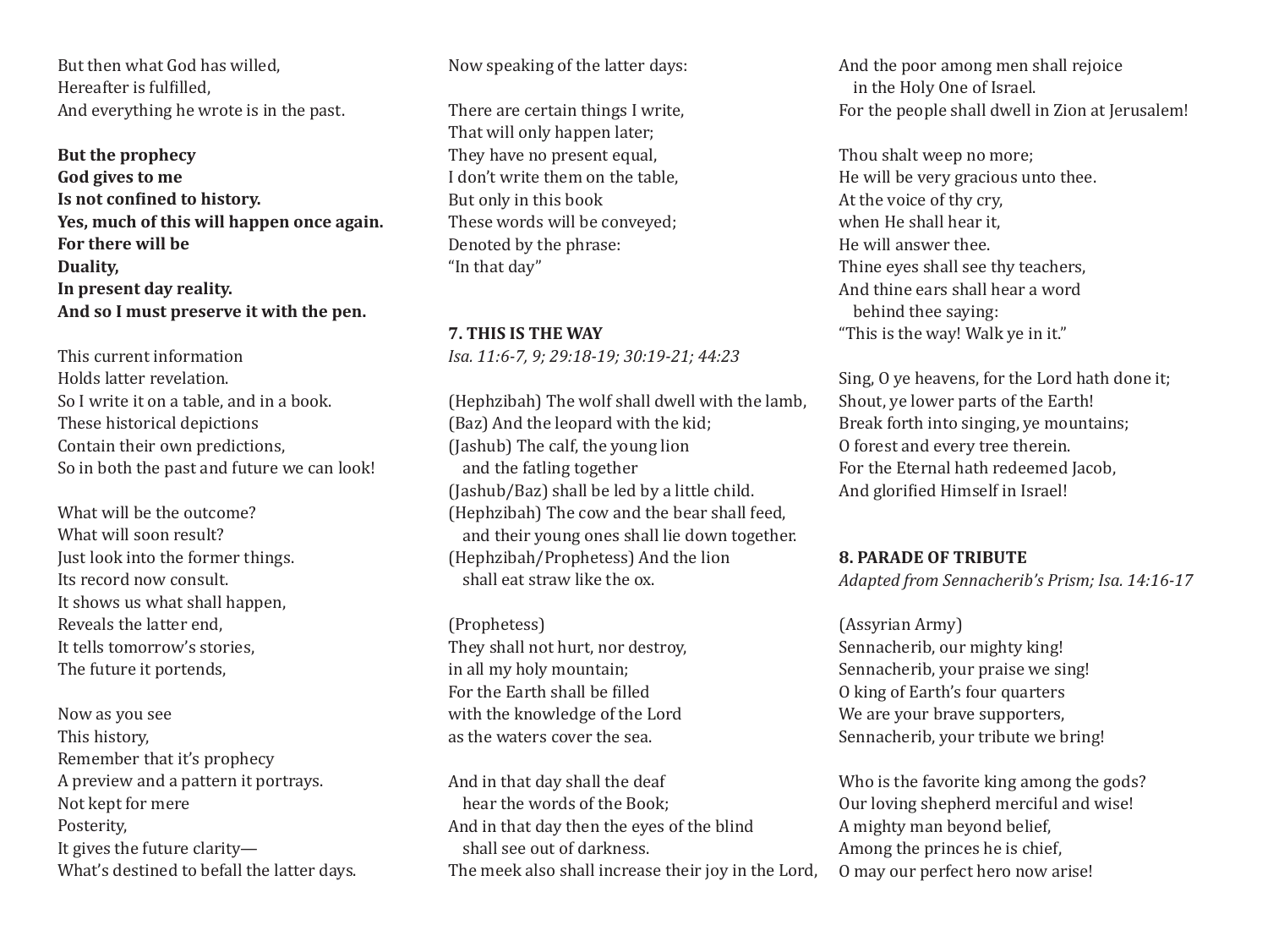But then what God has willed,
Hereafter is fulfilled,
And everything he wrote is in the past.

**But the prophecy**
**God gives to me**
**Is not confined to history.**
**Yes, much of this will happen once again.**
**For there will be**
**Duality,**
**In present day reality.**
**And so I must preserve it with the pen.**

This current information
Holds latter revelation.
So I write it on a table, and in a book.
These historical depictions
Contain their own predictions,
So in both the past and future we can look!

What will be the outcome?
What will soon result?
Just look into the former things.
Its record now consult.
It shows us what shall happen,
Reveals the latter end,
It tells tomorrow's stories,
The future it portends,

Now as you see
This history,
Remember that it's prophecy
A preview and a pattern it portrays.
Not kept for mere
Posterity,
It gives the future clarity—
What's destined to befall the latter days.

Now speaking of the latter days:

There are certain things I write,
That will only happen later;
They have no present equal,
I don't write them on the table,
But only in this book
These words will be conveyed;
Denoted by the phrase:
"In that day"

## 7. THIS IS THE WAY

*Isa. 11:6-7, 9; 29:18-19; 30:19-21; 44:23*

(Hephzibah) The wolf shall dwell with the lamb,
(Baz) And the leopard with the kid;
(Jashub) The calf, the young lion
and the fatling together
(Jashub/Baz) shall be led by a little child.
(Hephzibah) The cow and the bear shall feed,
and their young ones shall lie down together.
(Hephzibah/Prophetess) And the lion
shall eat straw like the ox.

(Prophetess)
They shall not hurt, nor destroy,
in all my holy mountain;
For the Earth shall be filled
with the knowledge of the Lord
as the waters cover the sea.

And in that day shall the deaf
hear the words of the Book;
And in that day then the eyes of the blind
shall see out of darkness.
The meek also shall increase their joy in the Lord,
And the poor among men shall rejoice
in the Holy One of Israel.
For the people shall dwell in Zion at Jerusalem!

Thou shalt weep no more;
He will be very gracious unto thee.
At the voice of thy cry,
when He shall hear it,
He will answer thee.
Thine eyes shall see thy teachers,
And thine ears shall hear a word
behind thee saying:
"This is the way! Walk ye in it."

Sing, O ye heavens, for the Lord hath done it;
Shout, ye lower parts of the Earth!
Break forth into singing, ye mountains;
O forest and every tree therein.
For the Eternal hath redeemed Jacob,
And glorified Himself in Israel!

## 8. PARADE OF TRIBUTE

*Adapted from Sennacherib's Prism; Isa. 14:16-17*

(Assyrian Army)
Sennacherib, our mighty king!
Sennacherib, your praise we sing!
O king of Earth's four quarters
We are your brave supporters,
Sennacherib, your tribute we bring!

Who is the favorite king among the gods?
Our loving shepherd merciful and wise!
A mighty man beyond belief,
Among the princes he is chief,
O may our perfect hero now arise!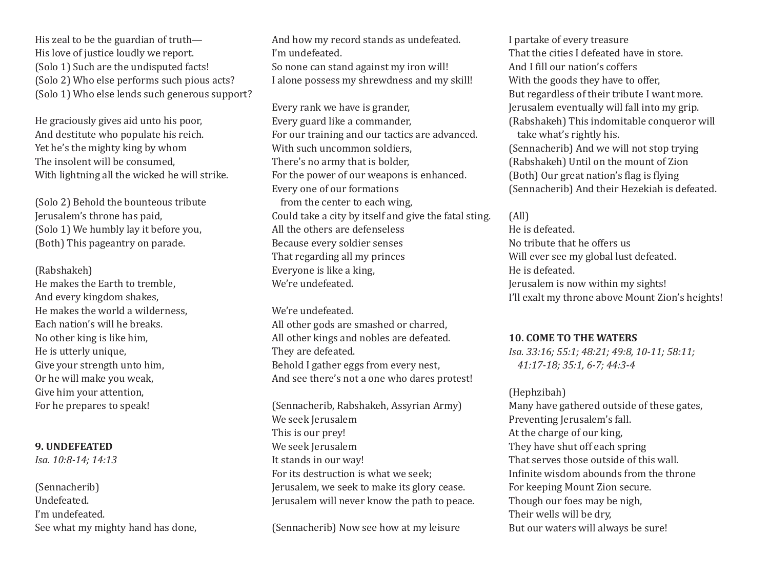His zeal to be the guardian of truth—
His love of justice loudly we report.
(Solo 1) Such are the undisputed facts!
(Solo 2) Who else performs such pious acts?
(Solo 1) Who else lends such generous support?

He graciously gives aid unto his poor,
And destitute who populate his reich.
Yet he's the mighty king by whom
The insolent will be consumed,
With lightning all the wicked he will strike.

(Solo 2) Behold the bounteous tribute
Jerusalem's throne has paid,
(Solo 1) We humbly lay it before you,
(Both) This pageantry on parade.

(Rabshakeh)
He makes the Earth to tremble,
And every kingdom shakes,
He makes the world a wilderness,
Each nation's will he breaks.
No other king is like him,
He is utterly unique,
Give your strength unto him,
Or he will make you weak,
Give him your attention,
For he prepares to speak!

**9. UNDEFEATED**
*Isa. 10:8-14; 14:13*

(Sennacherib)
Undefeated.
I'm undefeated.
See what my mighty hand has done,
And how my record stands as undefeated.
I'm undefeated.
So none can stand against my iron will!
I alone possess my shrewdness and my skill!

Every rank we have is grander,
Every guard like a commander,
For our training and our tactics are advanced.
With such uncommon soldiers,
There's no army that is bolder,
For the power of our weapons is enhanced.
Every one of our formations
from the center to each wing,
Could take a city by itself and give the fatal sting.
All the others are defenseless
Because every soldier senses
That regarding all my princes
Everyone is like a king,
We're undefeated.

We're undefeated.
All other gods are smashed or charred,
All other kings and nobles are defeated.
They are defeated.
Behold I gather eggs from every nest,
And see there's not a one who dares protest!

(Sennacherib, Rabshakeh, Assyrian Army)
We seek Jerusalem
This is our prey!
We seek Jerusalem
It stands in our way!
For its destruction is what we seek;
Jerusalem, we seek to make its glory cease.
Jerusalem will never know the path to peace.

(Sennacherib) Now see how at my leisure
I partake of every treasure
That the cities I defeated have in store.
And I fill our nation's coffers
With the goods they have to offer,
But regardless of their tribute I want more.
Jerusalem eventually will fall into my grip.
(Rabshakeh) This indomitable conqueror will
take what's rightly his.
(Sennacherib) And we will not stop trying
(Rabshakeh) Until on the mount of Zion
(Both) Our great nation's flag is flying
(Sennacherib) And their Hezekiah is defeated.

(All)
He is defeated.
No tribute that he offers us
Will ever see my global lust defeated.
He is defeated.
Jerusalem is now within my sights!
I'll exalt my throne above Mount Zion's heights!

**10. COME TO THE WATERS**
*Isa. 33:16; 55:1; 48:21; 49:8, 10-11; 58:11; 41:17-18; 35:1, 6-7; 44:3-4*

(Hephzibah)
Many have gathered outside of these gates,
Preventing Jerusalem's fall.
At the charge of our king,
They have shut off each spring
That serves those outside of this wall.
Infinite wisdom abounds from the throne
For keeping Mount Zion secure.
Though our foes may be nigh,
Their wells will be dry,
But our waters will always be sure!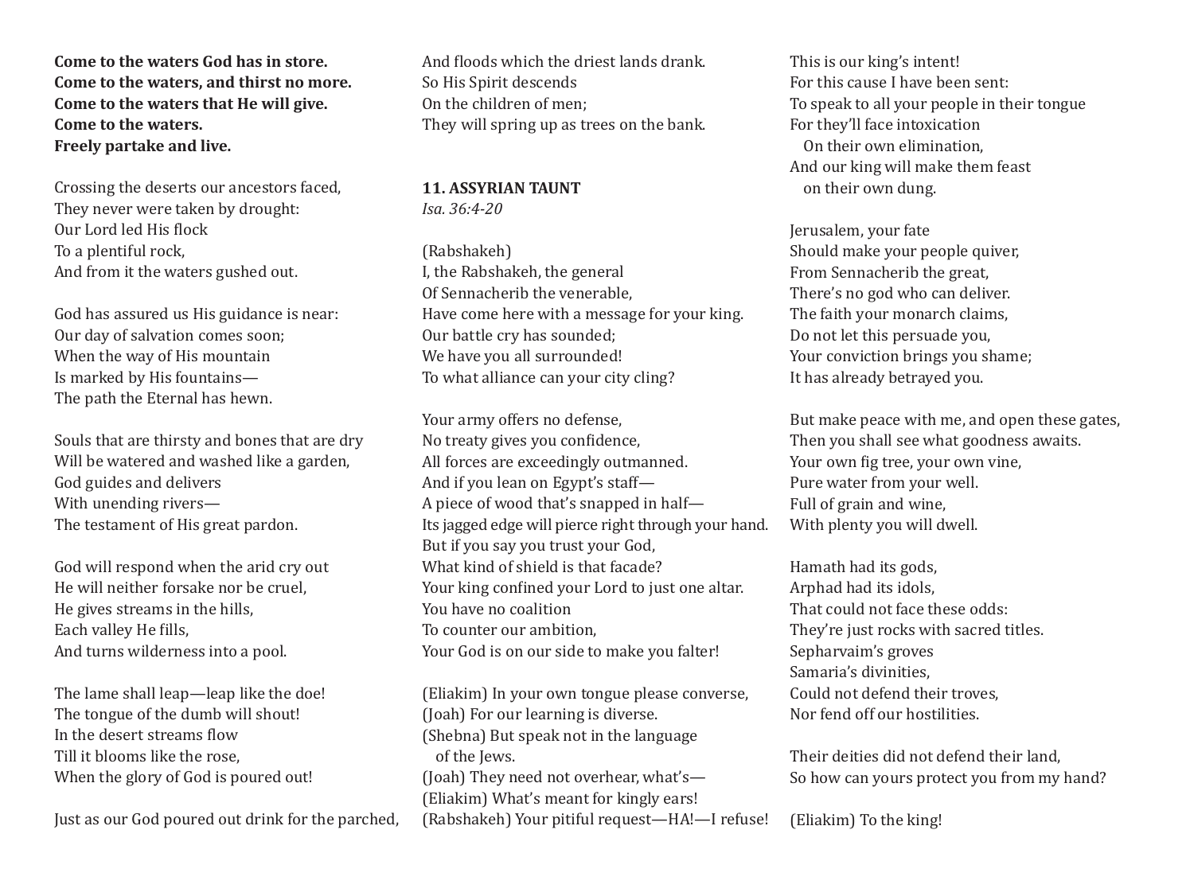**Come to the waters God has in store.**
**Come to the waters, and thirst no more.**
**Come to the waters that He will give.**
**Come to the waters.**
**Freely partake and live.**

Crossing the deserts our ancestors faced,
They never were taken by drought:
Our Lord led His flock
To a plentiful rock,
And from it the waters gushed out.

God has assured us His guidance is near:
Our day of salvation comes soon;
When the way of His mountain
Is marked by His fountains—
The path the Eternal has hewn.

Souls that are thirsty and bones that are dry
Will be watered and washed like a garden,
God guides and delivers
With unending rivers—
The testament of His great pardon.

God will respond when the arid cry out
He will neither forsake nor be cruel,
He gives streams in the hills,
Each valley He fills,
And turns wilderness into a pool.

The lame shall leap—leap like the doe!
The tongue of the dumb will shout!
In the desert streams flow
Till it blooms like the rose,
When the glory of God is poured out!

Just as our God poured out drink for the parched,
And floods which the driest lands drank.
So His Spirit descends
On the children of men;
They will spring up as trees on the bank.

### 11. ASSYRIAN TAUNT

*Isa. 36:4-20*

(Rabshakeh)
I, the Rabshakeh, the general
Of Sennacherib the venerable,
Have come here with a message for your king.
Our battle cry has sounded;
We have you all surrounded!
To what alliance can your city cling?

Your army offers no defense,
No treaty gives you confidence,
All forces are exceedingly outmanned.
And if you lean on Egypt's staff—
A piece of wood that's snapped in half—
Its jagged edge will pierce right through your hand.
But if you say you trust your God,
What kind of shield is that facade?
Your king confined your Lord to just one altar.
You have no coalition
To counter our ambition,
Your God is on our side to make you falter!

(Eliakim) In your own tongue please converse,
(Joah) For our learning is diverse.
(Shebna) But speak not in the language
 of the Jews.
(Joah) They need not overhear, what's—
(Eliakim) What's meant for kingly ears!
(Rabshakeh) Your pitiful request—HA!—I refuse!

This is our king's intent!
For this cause I have been sent:
To speak to all your people in their tongue
For they'll face intoxication
 On their own elimination,
And our king will make them feast
 on their own dung.

Jerusalem, your fate
Should make your people quiver,
From Sennacherib the great,
There's no god who can deliver.
The faith your monarch claims,
Do not let this persuade you,
Your conviction brings you shame;
It has already betrayed you.

But make peace with me, and open these gates,
Then you shall see what goodness awaits.
Your own fig tree, your own vine,
Pure water from your well.
Full of grain and wine,
With plenty you will dwell.

Hamath had its gods,
Arphad had its idols,
That could not face these odds:
They're just rocks with sacred titles.
Sepharvaim's groves
Samaria's divinities,
Could not defend their troves,
Nor fend off our hostilities.

Their deities did not defend their land,
So how can yours protect you from my hand?

(Eliakim) To the king!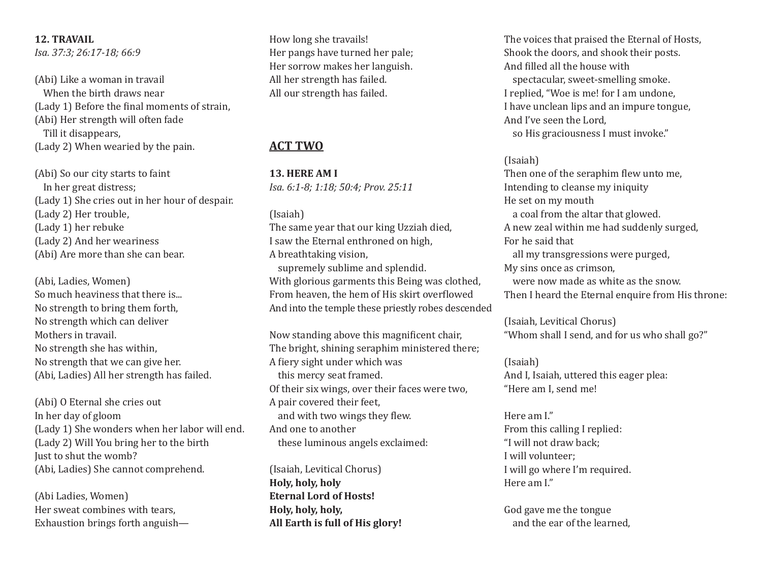**12. TRAVAIL**
*Isa. 37:3; 26:17-18; 66:9*

(Abi) Like a woman in travail
   When the birth draws near
(Lady 1) Before the final moments of strain,
(Abi) Her strength will often fade
   Till it disappears,
(Lady 2) When wearied by the pain.

(Abi) So our city starts to faint
   In her great distress;
(Lady 1) She cries out in her hour of despair.
(Lady 2) Her trouble,
(Lady 1) her rebuke
(Lady 2) And her weariness
(Abi) Are more than she can bear.

(Abi, Ladies, Women)
So much heaviness that there is...
No strength to bring them forth,
No strength which can deliver
Mothers in travail.
No strength she has within,
No strength that we can give her.
(Abi, Ladies) All her strength has failed.

(Abi) O Eternal she cries out
In her day of gloom
(Lady 1) She wonders when her labor will end.
(Lady 2) Will You bring her to the birth
Just to shut the womb?
(Abi, Ladies) She cannot comprehend.

(Abi Ladies, Women)
Her sweat combines with tears,
Exhaustion brings forth anguish—
How long she travails!
Her pangs have turned her pale;
Her sorrow makes her languish.
All her strength has failed.
All our strength has failed.

## ACT TWO

**13. HERE AM I**
*Isa. 6:1-8; 1:18; 50:4; Prov. 25:11*

(Isaiah)
The same year that our king Uzziah died,
I saw the Eternal enthroned on high,
A breathtaking vision,
   supremely sublime and splendid.
With glorious garments this Being was clothed,
From heaven, the hem of His skirt overflowed
And into the temple these priestly robes descended

Now standing above this magnificent chair,
The bright, shining seraphim ministered there;
A fiery sight under which was
   this mercy seat framed.
Of their six wings, over their faces were two,
A pair covered their feet,
   and with two wings they flew.
And one to another
   these luminous angels exclaimed:

(Isaiah, Levitical Chorus)
**Holy, holy, holy**
**Eternal Lord of Hosts!**
**Holy, holy, holy,**
**All Earth is full of His glory!**

The voices that praised the Eternal of Hosts,
Shook the doors, and shook their posts.
And filled all the house with
   spectacular, sweet-smelling smoke.
I replied, "Woe is me! for I am undone,
I have unclean lips and an impure tongue,
And I've seen the Lord,
   so His graciousness I must invoke."

(Isaiah)
Then one of the seraphim flew unto me,
Intending to cleanse my iniquity
He set on my mouth
   a coal from the altar that glowed.
A new zeal within me had suddenly surged,
For he said that
   all my transgressions were purged,
My sins once as crimson,
   were now made as white as the snow.
Then I heard the Eternal enquire from His throne:

(Isaiah, Levitical Chorus)
"Whom shall I send, and for us who shall go?"

(Isaiah)
And I, Isaiah, uttered this eager plea:
"Here am I, send me!

Here am I."
From this calling I replied:
"I will not draw back;
I will volunteer;
I will go where I'm required.
Here am I."

God gave me the tongue
   and the ear of the learned,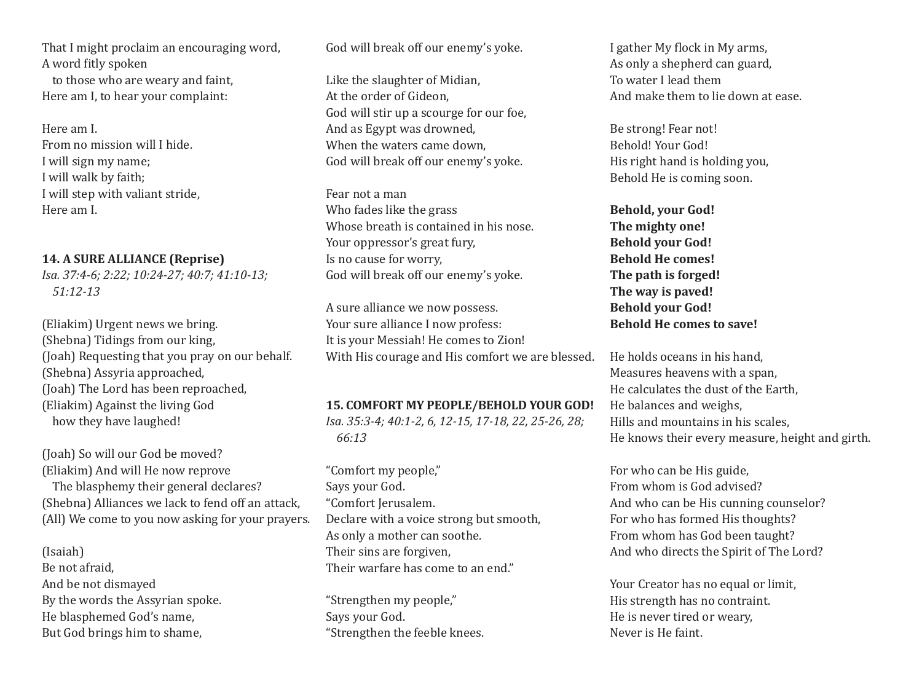That I might proclaim an encouraging word,
A word fitly spoken
to those who are weary and faint,
Here am I, to hear your complaint:

Here am I.
From no mission will I hide.
I will sign my name;
I will walk by faith;
I will step with valiant stride,
Here am I.

### 14. A SURE ALLIANCE (Reprise)

*Isa. 37:4-6; 2:22; 10:24-27; 40:7; 41:10-13; 51:12-13*

(Eliakim) Urgent news we bring.
(Shebna) Tidings from our king,
(Joah) Requesting that you pray on our behalf.
(Shebna) Assyria approached,
(Joah) The Lord has been reproached,
(Eliakim) Against the living God
how they have laughed!

(Joah) So will our God be moved?
(Eliakim) And will He now reprove
The blasphemy their general declares?
(Shebna) Alliances we lack to fend off an attack,
(All) We come to you now asking for your prayers.

(Isaiah)
Be not afraid,
And be not dismayed
By the words the Assyrian spoke.
He blasphemed God's name,
But God brings him to shame,
God will break off our enemy's yoke.

Like the slaughter of Midian,
At the order of Gideon,
God will stir up a scourge for our foe,
And as Egypt was drowned,
When the waters came down,
God will break off our enemy's yoke.

Fear not a man
Who fades like the grass
Whose breath is contained in his nose.
Your oppressor's great fury,
Is no cause for worry,
God will break off our enemy's yoke.

A sure alliance we now possess.
Your sure alliance I now profess:
It is your Messiah! He comes to Zion!
With His courage and His comfort we are blessed.

### 15. COMFORT MY PEOPLE/BEHOLD YOUR GOD!

*Isa. 35:3-4; 40:1-2, 6, 12-15, 17-18, 22, 25-26, 28; 66:13*

"Comfort my people,"
Says your God.
"Comfort Jerusalem.
Declare with a voice strong but smooth,
As only a mother can soothe.
Their sins are forgiven,
Their warfare has come to an end."

"Strengthen my people,"
Says your God.
"Strengthen the feeble knees.
I gather My flock in My arms,
As only a shepherd can guard,
To water I lead them
And make them to lie down at ease.

Be strong! Fear not!
Behold! Your God!
His right hand is holding you,
Behold He is coming soon.

**Behold, your God!**
**The mighty one!**
**Behold your God!**
**Behold He comes!**
**The path is forged!**
**The way is paved!**
**Behold your God!**
**Behold He comes to save!**

He holds oceans in his hand,
Measures heavens with a span,
He calculates the dust of the Earth,
He balances and weighs,
Hills and mountains in his scales,
He knows their every measure, height and girth.

For who can be His guide,
From whom is God advised?
And who can be His cunning counselor?
For who has formed His thoughts?
From whom has God been taught?
And who directs the Spirit of The Lord?

Your Creator has no equal or limit,
His strength has no contraint.
He is never tired or weary,
Never is He faint.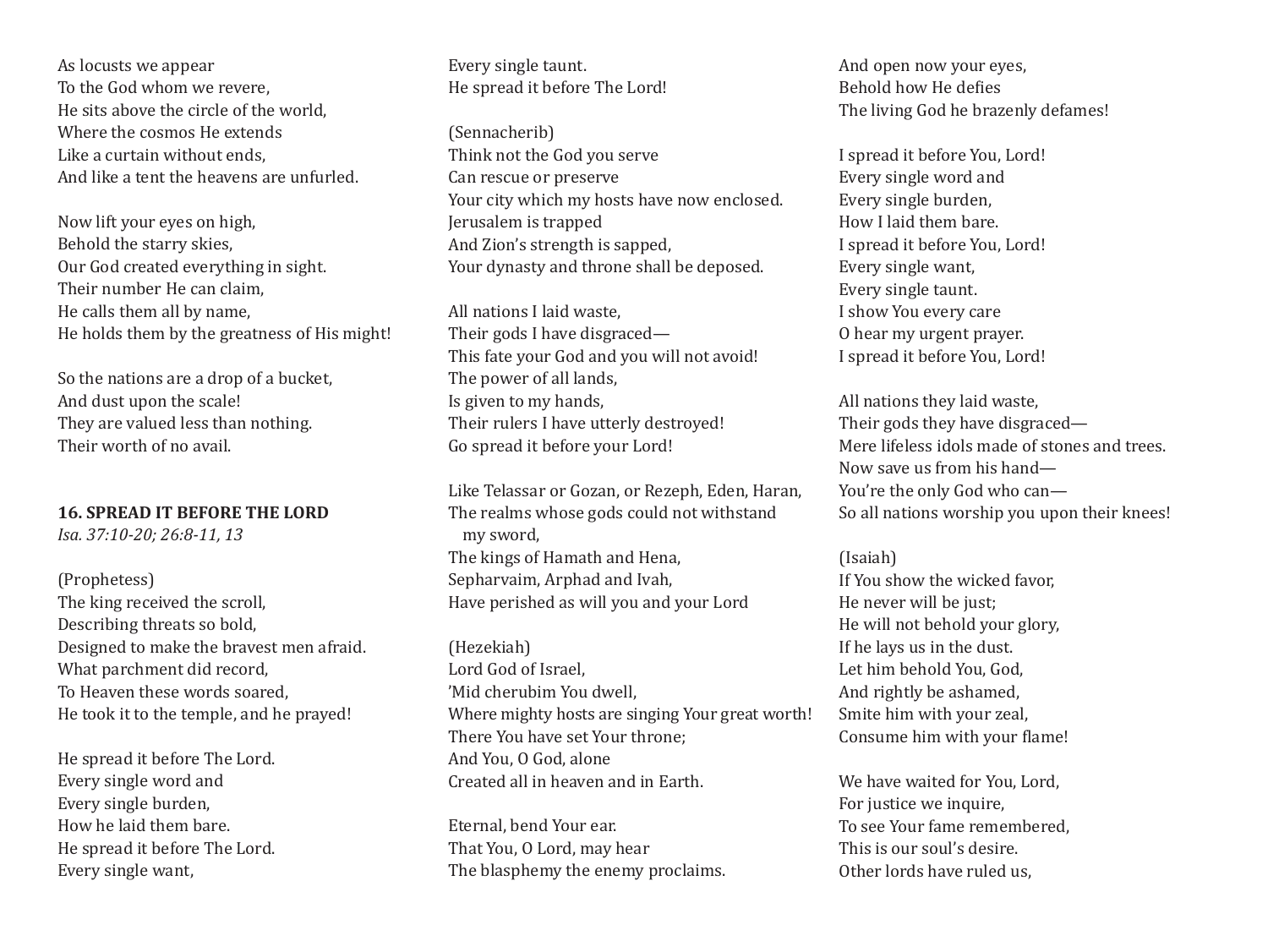As locusts we appear
To the God whom we revere,
He sits above the circle of the world,
Where the cosmos He extends
Like a curtain without ends,
And like a tent the heavens are unfurled.

Now lift your eyes on high,
Behold the starry skies,
Our God created everything in sight.
Their number He can claim,
He calls them all by name,
He holds them by the greatness of His might!

So the nations are a drop of a bucket,
And dust upon the scale!
They are valued less than nothing.
Their worth of no avail.

**16. SPREAD IT BEFORE THE LORD**
*Isa. 37:10-20; 26:8-11, 13*

(Prophetess)
The king received the scroll,
Describing threats so bold,
Designed to make the bravest men afraid.
What parchment did record,
To Heaven these words soared,
He took it to the temple, and he prayed!

He spread it before The Lord.
Every single word and
Every single burden,
How he laid them bare.
He spread it before The Lord.
Every single want,
Every single taunt.
He spread it before The Lord!

(Sennacherib)
Think not the God you serve
Can rescue or preserve
Your city which my hosts have now enclosed.
Jerusalem is trapped
And Zion's strength is sapped,
Your dynasty and throne shall be deposed.

All nations I laid waste,
Their gods I have disgraced—
This fate your God and you will not avoid!
The power of all lands,
Is given to my hands,
Their rulers I have utterly destroyed!
Go spread it before your Lord!

Like Telassar or Gozan, or Rezeph, Eden, Haran,
The realms whose gods could not withstand
my sword,
The kings of Hamath and Hena,
Sepharvaim, Arphad and Ivah,
Have perished as will you and your Lord

(Hezekiah)
Lord God of Israel,
'Mid cherubim You dwell,
Where mighty hosts are singing Your great worth!
There You have set Your throne;
And You, O God, alone
Created all in heaven and in Earth.

Eternal, bend Your ear.
That You, O Lord, may hear
The blasphemy the enemy proclaims.
And open now your eyes,
Behold how He defies
The living God he brazenly defames!

I spread it before You, Lord!
Every single word and
Every single burden,
How I laid them bare.
I spread it before You, Lord!
Every single want,
Every single taunt.
I show You every care
O hear my urgent prayer.
I spread it before You, Lord!

All nations they laid waste,
Their gods they have disgraced—
Mere lifeless idols made of stones and trees.
Now save us from his hand—
You're the only God who can—
So all nations worship you upon their knees!

(Isaiah)
If You show the wicked favor,
He never will be just;
He will not behold your glory,
If he lays us in the dust.
Let him behold You, God,
And rightly be ashamed,
Smite him with your zeal,
Consume him with your flame!

We have waited for You, Lord,
For justice we inquire,
To see Your fame remembered,
This is our soul's desire.
Other lords have ruled us,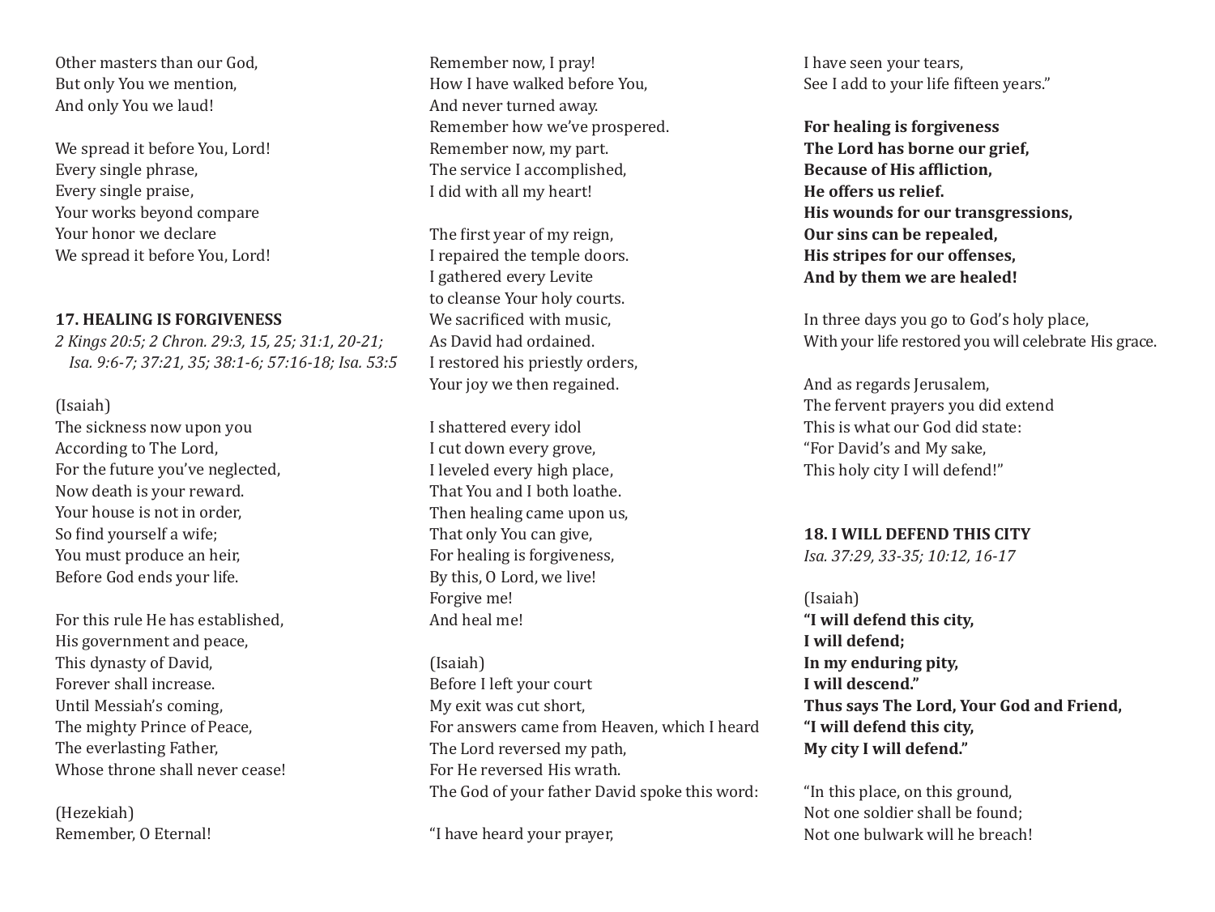Other masters than our God,
But only You we mention,
And only You we laud!

We spread it before You, Lord!
Every single phrase,
Every single praise,
Your works beyond compare
Your honor we declare
We spread it before You, Lord!

### 17. HEALING IS FORGIVENESS

*2 Kings 20:5; 2 Chron. 29:3, 15, 25; 31:1, 20-21; Isa. 9:6-7; 37:21, 35; 38:1-6; 57:16-18; Isa. 53:5*

(Isaiah)
The sickness now upon you
According to The Lord,
For the future you've neglected,
Now death is your reward.
Your house is not in order,
So find yourself a wife;
You must produce an heir,
Before God ends your life.

For this rule He has established,
His government and peace,
This dynasty of David,
Forever shall increase.
Until Messiah's coming,
The mighty Prince of Peace,
The everlasting Father,
Whose throne shall never cease!

(Hezekiah)
Remember, O Eternal!
Remember now, I pray!
How I have walked before You,
And never turned away.
Remember how we've prospered.
Remember now, my part.
The service I accomplished,
I did with all my heart!

The first year of my reign,
I repaired the temple doors.
I gathered every Levite
to cleanse Your holy courts.
We sacrificed with music,
As David had ordained.
I restored his priestly orders,
Your joy we then regained.

I shattered every idol
I cut down every grove,
I leveled every high place,
That You and I both loathe.
Then healing came upon us,
That only You can give,
For healing is forgiveness,
By this, O Lord, we live!
Forgive me!
And heal me!

(Isaiah)
Before I left your court
My exit was cut short,
For answers came from Heaven, which I heard
The Lord reversed my path,
For He reversed His wrath.
The God of your father David spoke this word:

"I have heard your prayer,
I have seen your tears,
See I add to your life fifteen years."

**For healing is forgiveness**
**The Lord has borne our grief,**
**Because of His affliction,**
**He offers us relief.**
**His wounds for our transgressions,**
**Our sins can be repealed,**
**His stripes for our offenses,**
**And by them we are healed!**

In three days you go to God's holy place,
With your life restored you will celebrate His grace.

And as regards Jerusalem,
The fervent prayers you did extend
This is what our God did state:
"For David's and My sake,
This holy city I will defend!"

### 18. I WILL DEFEND THIS CITY

*Isa. 37:29, 33-35; 10:12, 16-17*

(Isaiah)
**"I will defend this city,**
**I will defend;**
**In my enduring pity,**
**I will descend."**
**Thus says The Lord, Your God and Friend,**
**"I will defend this city,**
**My city I will defend."**

"In this place, on this ground,
Not one soldier shall be found;
Not one bulwark will he breach!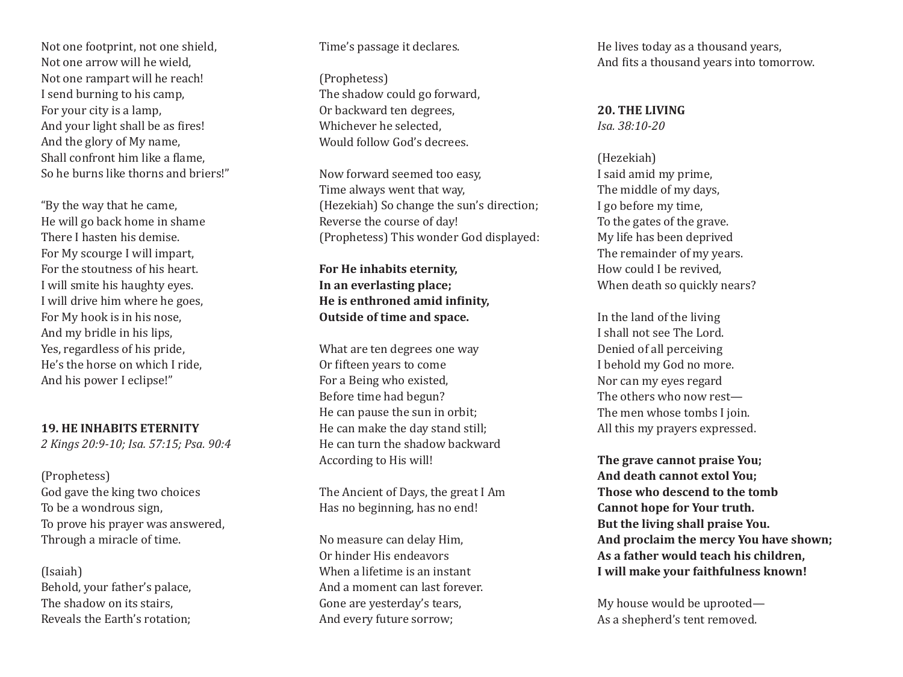Not one footprint, not one shield,
Not one arrow will he wield,
Not one rampart will he reach!
I send burning to his camp,
For your city is a lamp,
And your light shall be as fires!
And the glory of My name,
Shall confront him like a flame,
So he burns like thorns and briers!"

"By the way that he came,
He will go back home in shame
There I hasten his demise.
For My scourge I will impart,
For the stoutness of his heart.
I will smite his haughty eyes.
I will drive him where he goes,
For My hook is in his nose,
And my bridle in his lips,
Yes, regardless of his pride,
He's the horse on which I ride,
And his power I eclipse!"

**19. HE INHABITS ETERNITY**
*2 Kings 20:9-10; Isa. 57:15; Psa. 90:4*

(Prophetess)
God gave the king two choices
To be a wondrous sign,
To prove his prayer was answered,
Through a miracle of time.

(Isaiah)
Behold, your father's palace,
The shadow on its stairs,
Reveals the Earth's rotation;
Time's passage it declares.

(Prophetess)
The shadow could go forward,
Or backward ten degrees,
Whichever he selected,
Would follow God's decrees.

Now forward seemed too easy,
Time always went that way,
(Hezekiah) So change the sun's direction;
Reverse the course of day!
(Prophetess) This wonder God displayed:

**For He inhabits eternity,**
**In an everlasting place;**
**He is enthroned amid infinity,**
**Outside of time and space.**

What are ten degrees one way
Or fifteen years to come
For a Being who existed,
Before time had begun?
He can pause the sun in orbit;
He can make the day stand still;
He can turn the shadow backward
According to His will!

The Ancient of Days, the great I Am
Has no beginning, has no end!

No measure can delay Him,
Or hinder His endeavors
When a lifetime is an instant
And a moment can last forever.
Gone are yesterday's tears,
And every future sorrow;
He lives today as a thousand years,
And fits a thousand years into tomorrow.

**20. THE LIVING**
*Isa. 38:10-20*

(Hezekiah)
I said amid my prime,
The middle of my days,
I go before my time,
To the gates of the grave.
My life has been deprived
The remainder of my years.
How could I be revived,
When death so quickly nears?

In the land of the living
I shall not see The Lord.
Denied of all perceiving
I behold my God no more.
Nor can my eyes regard
The others who now rest—
The men whose tombs I join.
All this my prayers expressed.

**The grave cannot praise You;**
**And death cannot extol You;**
**Those who descend to the tomb**
**Cannot hope for Your truth.**
**But the living shall praise You.**
**And proclaim the mercy You have shown;**
**As a father would teach his children,**
**I will make your faithfulness known!**

My house would be uprooted—
As a shepherd's tent removed.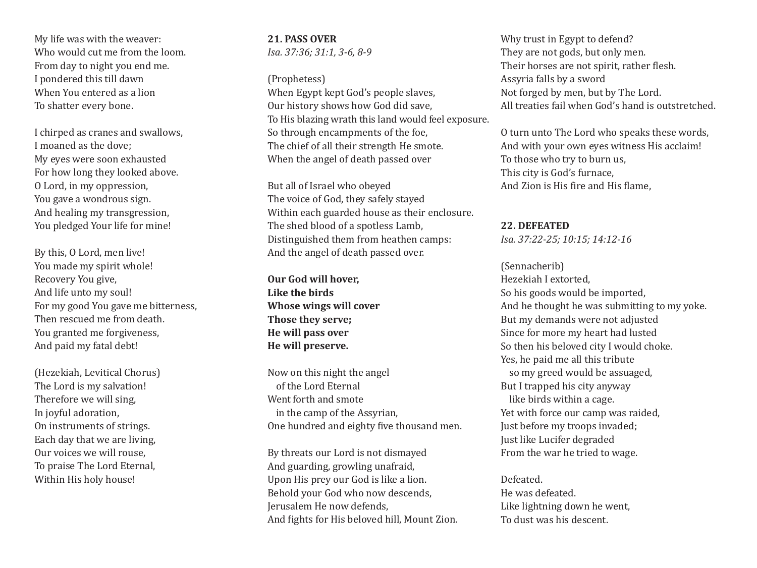My life was with the weaver:
Who would cut me from the loom.
From day to night you end me.
I pondered this till dawn
When You entered as a lion
To shatter every bone.

I chirped as cranes and swallows,
I moaned as the dove;
My eyes were soon exhausted
For how long they looked above.
O Lord, in my oppression,
You gave a wondrous sign.
And healing my transgression,
You pledged Your life for mine!

By this, O Lord, men live!
You made my spirit whole!
Recovery You give,
And life unto my soul!
For my good You gave me bitterness,
Then rescued me from death.
You granted me forgiveness,
And paid my fatal debt!

(Hezekiah, Levitical Chorus)
The Lord is my salvation!
Therefore we will sing,
In joyful adoration,
On instruments of strings.
Each day that we are living,
Our voices we will rouse,
To praise The Lord Eternal,
Within His holy house!

**21. PASS OVER**
*Isa. 37:36; 31:1, 3-6, 8-9*

(Prophetess)
When Egypt kept God's people slaves,
Our history shows how God did save,
To His blazing wrath this land would feel exposure.
So through encampments of the foe,
The chief of all their strength He smote.
When the angel of death passed over

But all of Israel who obeyed
The voice of God, they safely stayed
Within each guarded house as their enclosure.
The shed blood of a spotless Lamb,
Distinguished them from heathen camps:
And the angel of death passed over.

**Our God will hover,**
**Like the birds**
**Whose wings will cover**
**Those they serve;**
**He will pass over**
**He will preserve.**

Now on this night the angel
   of the Lord Eternal
Went forth and smote
   in the camp of the Assyrian,
One hundred and eighty five thousand men.

By threats our Lord is not dismayed
And guarding, growling unafraid,
Upon His prey our God is like a lion.
Behold your God who now descends,
Jerusalem He now defends,
And fights for His beloved hill, Mount Zion.

Why trust in Egypt to defend?
They are not gods, but only men.
Their horses are not spirit, rather flesh.
Assyria falls by a sword
Not forged by men, but by The Lord.
All treaties fail when God's hand is outstretched.

O turn unto The Lord who speaks these words,
And with your own eyes witness His acclaim!
To those who try to burn us,
This city is God's furnace,
And Zion is His fire and His flame,

**22. DEFEATED**
*Isa. 37:22-25; 10:15; 14:12-16*

(Sennacherib)
Hezekiah I extorted,
So his goods would be imported,
And he thought he was submitting to my yoke.
But my demands were not adjusted
Since for more my heart had lusted
So then his beloved city I would choke.
Yes, he paid me all this tribute
   so my greed would be assuaged,
But I trapped his city anyway
   like birds within a cage.
Yet with force our camp was raided,
Just before my troops invaded;
Just like Lucifer degraded
From the war he tried to wage.

Defeated.
He was defeated.
Like lightning down he went,
To dust was his descent.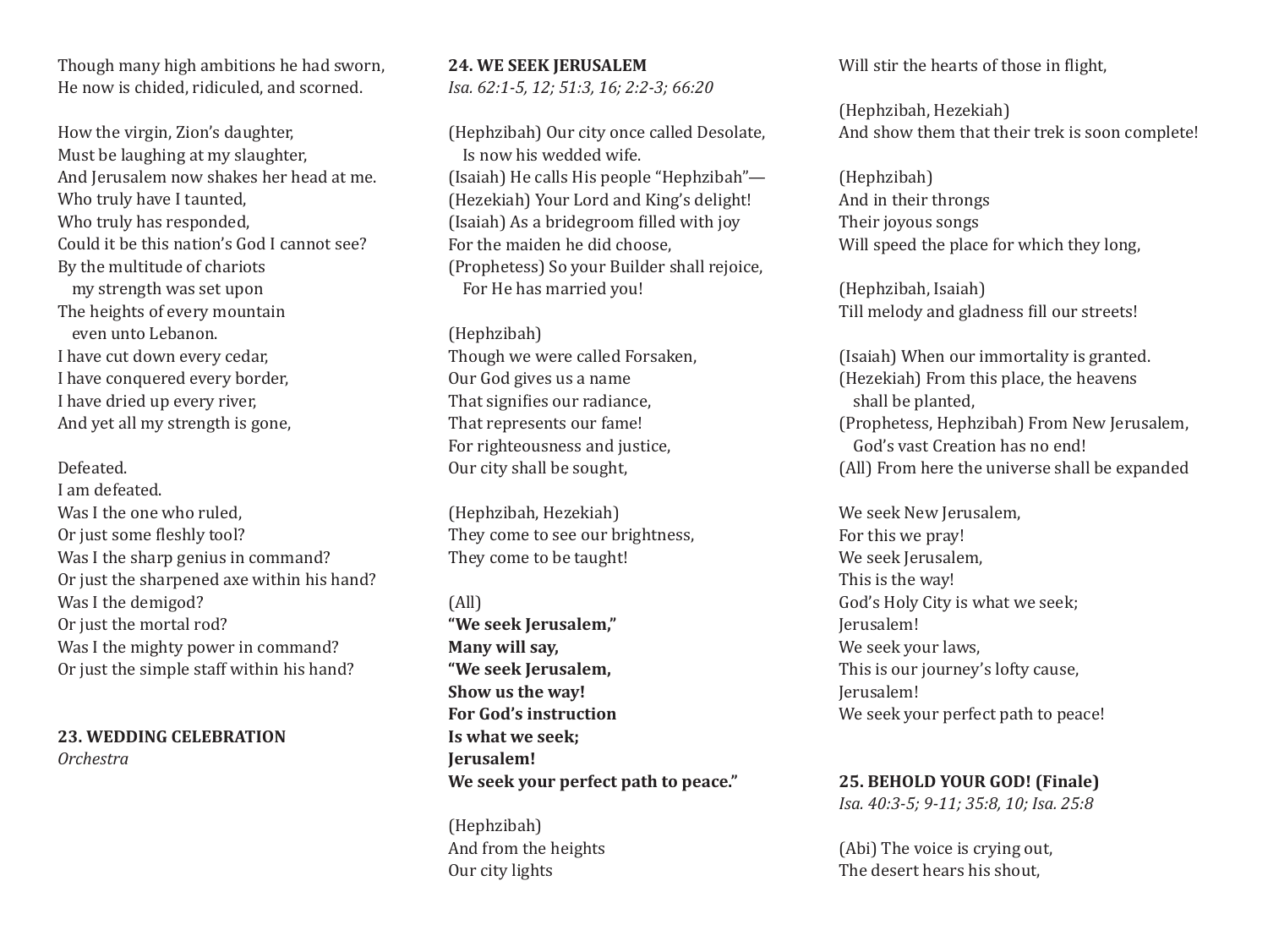Though many high ambitions he had sworn,
He now is chided, ridiculed, and scorned.

How the virgin, Zion's daughter,
Must be laughing at my slaughter,
And Jerusalem now shakes her head at me.
Who truly have I taunted,
Who truly has responded,
Could it be this nation's God I cannot see?
By the multitude of chariots
my strength was set upon
The heights of every mountain
even unto Lebanon.
I have cut down every cedar,
I have conquered every border,
I have dried up every river,
And yet all my strength is gone,

Defeated.
I am defeated.
Was I the one who ruled,
Or just some fleshly tool?
Was I the sharp genius in command?
Or just the sharpened axe within his hand?
Was I the demigod?
Or just the mortal rod?
Was I the mighty power in command?
Or just the simple staff within his hand?

**23. WEDDING CELEBRATION**
*Orchestra*

**24. WE SEEK JERUSALEM**
*Isa. 62:1-5, 12; 51:3, 16; 2:2-3; 66:20*

(Hephzibah) Our city once called Desolate,
Is now his wedded wife.
(Isaiah) He calls His people "Hephzibah"—
(Hezekiah) Your Lord and King's delight!
(Isaiah) As a bridegroom filled with joy
For the maiden he did choose,
(Prophetess) So your Builder shall rejoice,
For He has married you!

(Hephzibah)
Though we were called Forsaken,
Our God gives us a name
That signifies our radiance,
That represents our fame!
For righteousness and justice,
Our city shall be sought,

(Hephzibah, Hezekiah)
They come to see our brightness,
They come to be taught!

(All)
**"We seek Jerusalem,"**
**Many will say,**
**"We seek Jerusalem,**
**Show us the way!**
**For God's instruction**
**Is what we seek;**
**Jerusalem!**
**We seek your perfect path to peace."**

(Hephzibah)
And from the heights
Our city lights
Will stir the hearts of those in flight,

(Hephzibah, Hezekiah)
And show them that their trek is soon complete!

(Hephzibah)
And in their throngs
Their joyous songs
Will speed the place for which they long,

(Hephzibah, Isaiah)
Till melody and gladness fill our streets!

(Isaiah) When our immortality is granted.
(Hezekiah) From this place, the heavens
shall be planted,
(Prophetess, Hephzibah) From New Jerusalem,
God's vast Creation has no end!
(All) From here the universe shall be expanded

We seek New Jerusalem,
For this we pray!
We seek Jerusalem,
This is the way!
God's Holy City is what we seek;
Jerusalem!
We seek your laws,
This is our journey's lofty cause,
Jerusalem!
We seek your perfect path to peace!

**25. BEHOLD YOUR GOD! (Finale)**
*Isa. 40:3-5; 9-11; 35:8, 10; Isa. 25:8*

(Abi) The voice is crying out,
The desert hears his shout,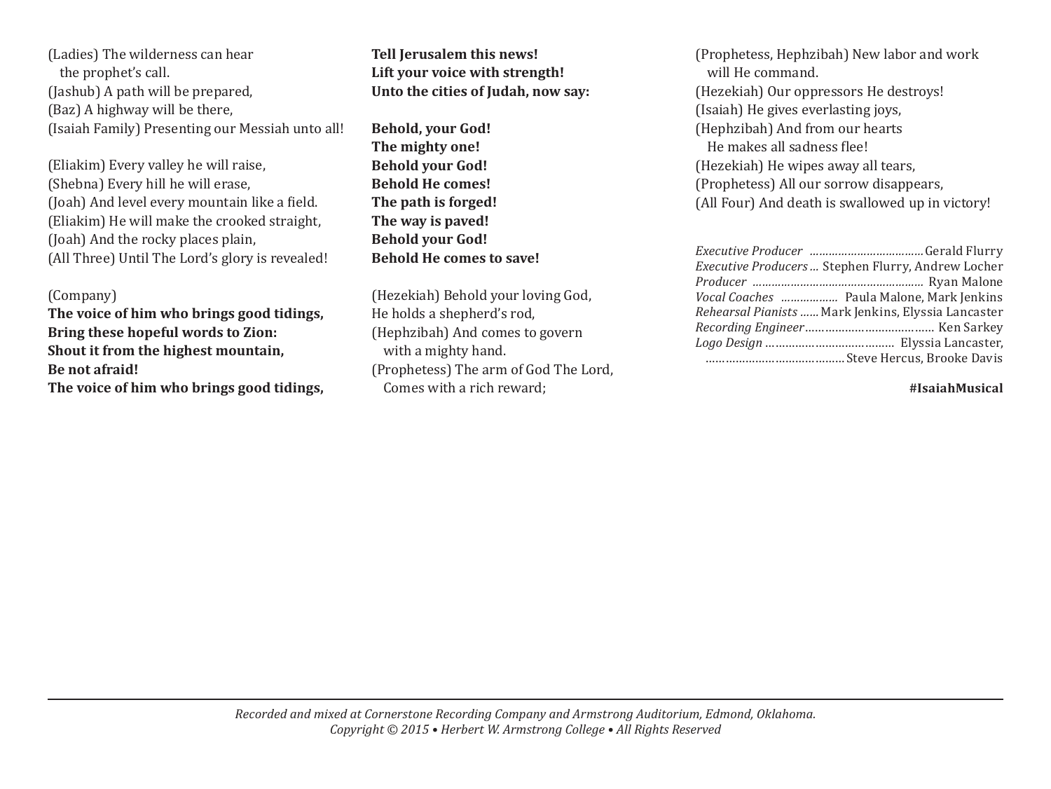(Ladies) The wilderness can hear
the prophet's call.
(Jashub) A path will be prepared,
(Baz) A highway will be there,
(Isaiah Family) Presenting our Messiah unto all!

(Eliakim) Every valley he will raise,
(Shebna) Every hill he will erase,
(Joah) And level every mountain like a field.
(Eliakim) He will make the crooked straight,
(Joah) And the rocky places plain,
(All Three) Until The Lord's glory is revealed!

(Company)
**The voice of him who brings good tidings,**
**Bring these hopeful words to Zion:**
**Shout it from the highest mountain,**
**Be not afraid!**
**The voice of him who brings good tidings,**
**Tell Jerusalem this news!**
**Lift your voice with strength!**
**Unto the cities of Judah, now say:**

**Behold, your God!**
**The mighty one!**
**Behold your God!**
**Behold He comes!**
**The path is forged!**
**The way is paved!**
**Behold your God!**
**Behold He comes to save!**

(Hezekiah) Behold your loving God,
He holds a shepherd's rod,
(Hephzibah) And comes to govern
with a mighty hand.
(Prophetess) The arm of God The Lord,
Comes with a rich reward;
(Prophetess, Hephzibah) New labor and work
will He command.
(Hezekiah) Our oppressors He destroys!
(Isaiah) He gives everlasting joys,
(Hephzibah) And from our hearts
He makes all sadness flee!
(Hezekiah) He wipes away all tears,
(Prophetess) All our sorrow disappears,
(All Four) And death is swallowed up in victory!

*Executive Producer* ................................ Gerald Flurry
*Executive Producers* ... Stephen Flurry, Andrew Locher
*Producer* ................................................ Ryan Malone
*Vocal Coaches* ................ Paula Malone, Mark Jenkins
*Rehearsal Pianists* ...... Mark Jenkins, Elyssia Lancaster
*Recording Engineer* ................................ Ken Sarkey
*Logo Design* .................................. Elyssia Lancaster,
.................................... Steve Hercus, Brooke Davis

**#IsaiahMusical**

---

*Recorded and mixed at Cornerstone Recording Company and Armstrong Auditorium, Edmond, Oklahoma.*
*Copyright © 2015 • Herbert W. Armstrong College • All Rights Reserved*